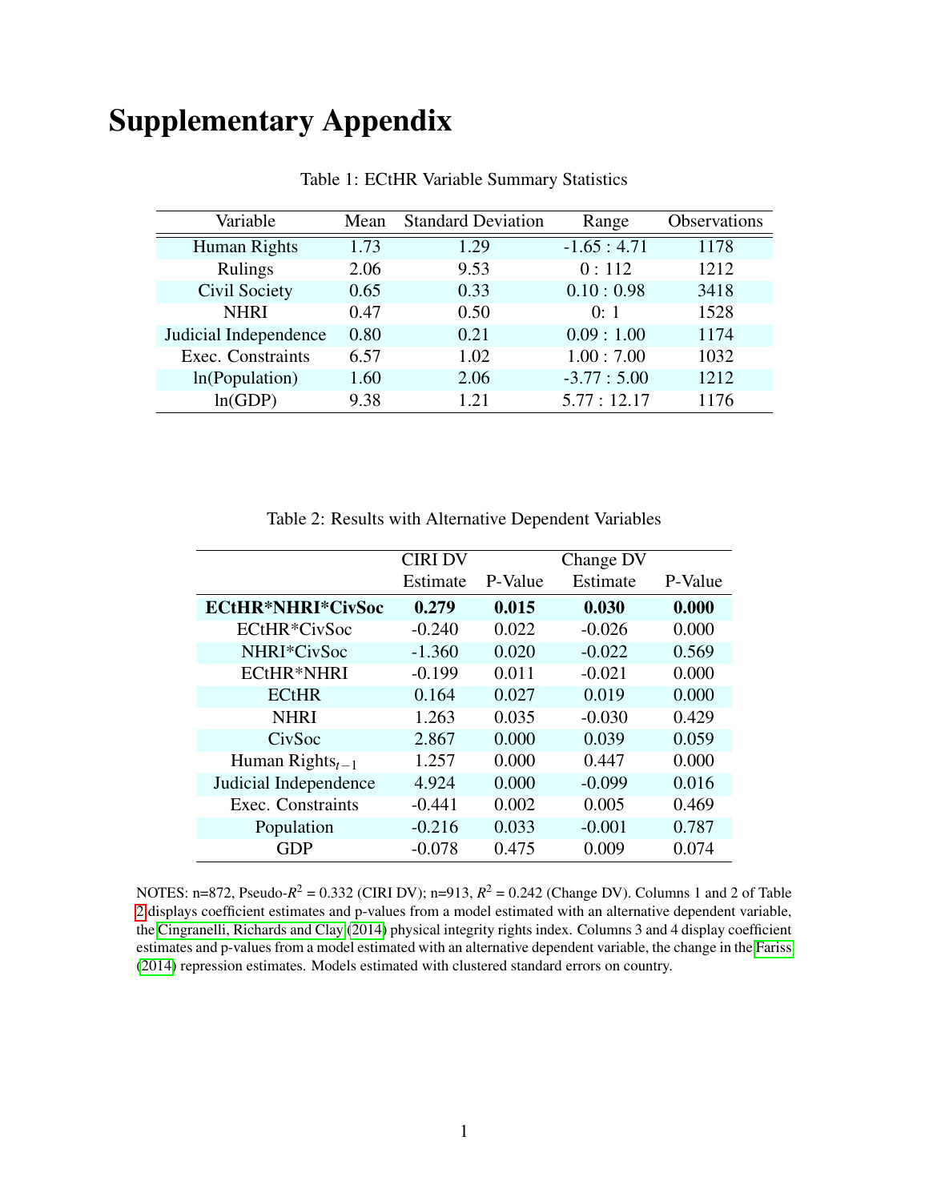# Supplementary Appendix

Table 1: ECtHR Variable Summary Statistics

| Variable | Mean | Standard Deviation | Range | Observations |
|---|---|---|---|---|
| Human Rights | 1.73 | 1.29 | -1.65 : 4.71 | 1178 |
| Rulings | 2.06 | 9.53 | 0 : 112 | 1212 |
| Civil Society | 0.65 | 0.33 | 0.10 : 0.98 | 3418 |
| NHRI | 0.47 | 0.50 | 0: 1 | 1528 |
| Judicial Independence | 0.80 | 0.21 | 0.09 : 1.00 | 1174 |
| Exec. Constraints | 6.57 | 1.02 | 1.00 : 7.00 | 1032 |
| ln(Population) | 1.60 | 2.06 | -3.77 : 5.00 | 1212 |
| ln(GDP) | 9.38 | 1.21 | 5.77 : 12.17 | 1176 |

Table 2: Results with Alternative Dependent Variables

| | CIRI DV | | Change DV | |
|---|---|---|---|---|
| | Estimate | P-Value | Estimate | P-Value |
| **ECtHR*NHRI*CivSoc** | **0.279** | **0.015** | **0.030** | **0.000** |
| ECtHR*CivSoc | -0.240 | 0.022 | -0.026 | 0.000 |
| NHRI*CivSoc | -1.360 | 0.020 | -0.022 | 0.569 |
| ECtHR*NHRI | -0.199 | 0.011 | -0.021 | 0.000 |
| ECtHR | 0.164 | 0.027 | 0.019 | 0.000 |
| NHRI | 1.263 | 0.035 | -0.030 | 0.429 |
| CivSoc | 2.867 | 0.000 | 0.039 | 0.059 |
| Human Rights$_{t-1}$ | 1.257 | 0.000 | 0.447 | 0.000 |
| Judicial Independence | 4.924 | 0.000 | -0.099 | 0.016 |
| Exec. Constraints | -0.441 | 0.002 | 0.005 | 0.469 |
| Population | -0.216 | 0.033 | -0.001 | 0.787 |
| GDP | -0.078 | 0.475 | 0.009 | 0.074 |

NOTES: n=872, Pseudo-$R^2$ = 0.332 (CIRI DV); n=913, $R^2$ = 0.242 (Change DV). Columns 1 and 2 of Table 2 displays coefficient estimates and p-values from a model estimated with an alternative dependent variable, the Cingranelli, Richards and Clay (2014) physical integrity rights index. Columns 3 and 4 display coefficient estimates and p-values from a model estimated with an alternative dependent variable, the change in the Fariss (2014) repression estimates. Models estimated with clustered standard errors on country.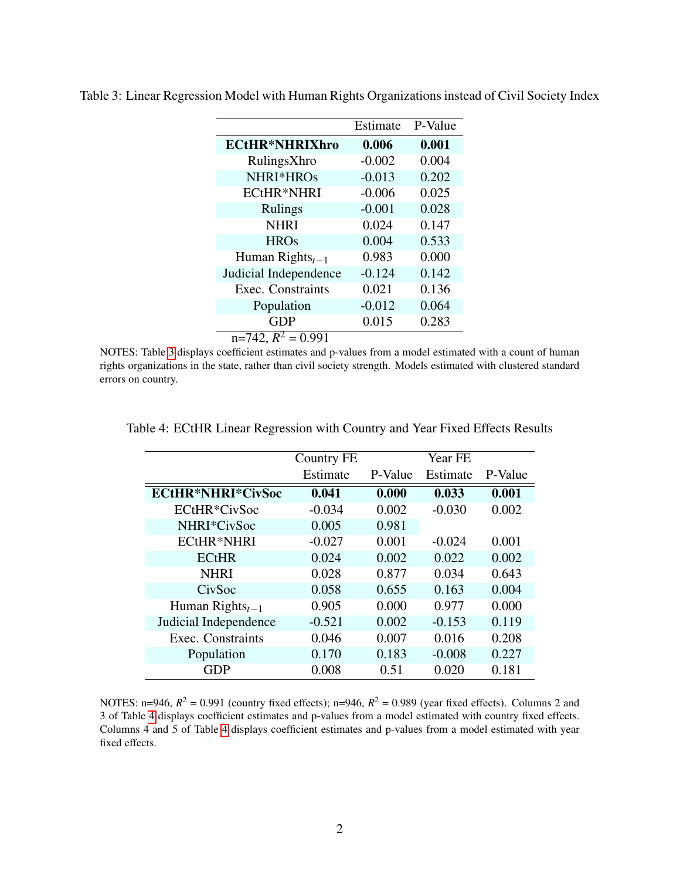Table 3: Linear Regression Model with Human Rights Organizations instead of Civil Society Index

| | Estimate | P-Value |
|---|---|---|
| **ECtHR*NHRIXhro** | **0.006** | **0.001** |
| RulingsXhro | -0.002 | 0.004 |
| NHRI*HROs | -0.013 | 0.202 |
| ECtHR*NHRI | -0.006 | 0.025 |
| Rulings | -0.001 | 0.028 |
| NHRI | 0.024 | 0.147 |
| HROs | 0.004 | 0.533 |
| Human Rights$_{t-1}$ | 0.983 | 0.000 |
| Judicial Independence | -0.124 | 0.142 |
| Exec. Constraints | 0.021 | 0.136 |
| Population | -0.012 | 0.064 |
| GDP | 0.015 | 0.283 |

n=742, $R^2$ = 0.991

NOTES: Table 3 displays coefficient estimates and p-values from a model estimated with a count of human rights organizations in the state, rather than civil society strength. Models estimated with clustered standard errors on country.

Table 4: ECtHR Linear Regression with Country and Year Fixed Effects Results

| | Country FE | | Year FE | |
|---|---|---|---|---|
| | Estimate | P-Value | Estimate | P-Value |
| **ECtHR*NHRI*CivSoc** | **0.041** | **0.000** | **0.033** | **0.001** |
| ECtHR*CivSoc | -0.034 | 0.002 | -0.030 | 0.002 |
| NHRI*CivSoc | 0.005 | 0.981 | | |
| ECtHR*NHRI | -0.027 | 0.001 | -0.024 | 0.001 |
| ECtHR | 0.024 | 0.002 | 0.022 | 0.002 |
| NHRI | 0.028 | 0.877 | 0.034 | 0.643 |
| CivSoc | 0.058 | 0.655 | 0.163 | 0.004 |
| Human Rights$_{t-1}$ | 0.905 | 0.000 | 0.977 | 0.000 |
| Judicial Independence | -0.521 | 0.002 | -0.153 | 0.119 |
| Exec. Constraints | 0.046 | 0.007 | 0.016 | 0.208 |
| Population | 0.170 | 0.183 | -0.008 | 0.227 |
| GDP | 0.008 | 0.51 | 0.020 | 0.181 |

NOTES: n=946, $R^2$ = 0.991 (country fixed effects); n=946, $R^2$ = 0.989 (year fixed effects). Columns 2 and 3 of Table 4 displays coefficient estimates and p-values from a model estimated with country fixed effects. Columns 4 and 5 of Table 4 displays coefficient estimates and p-values from a model estimated with year fixed effects.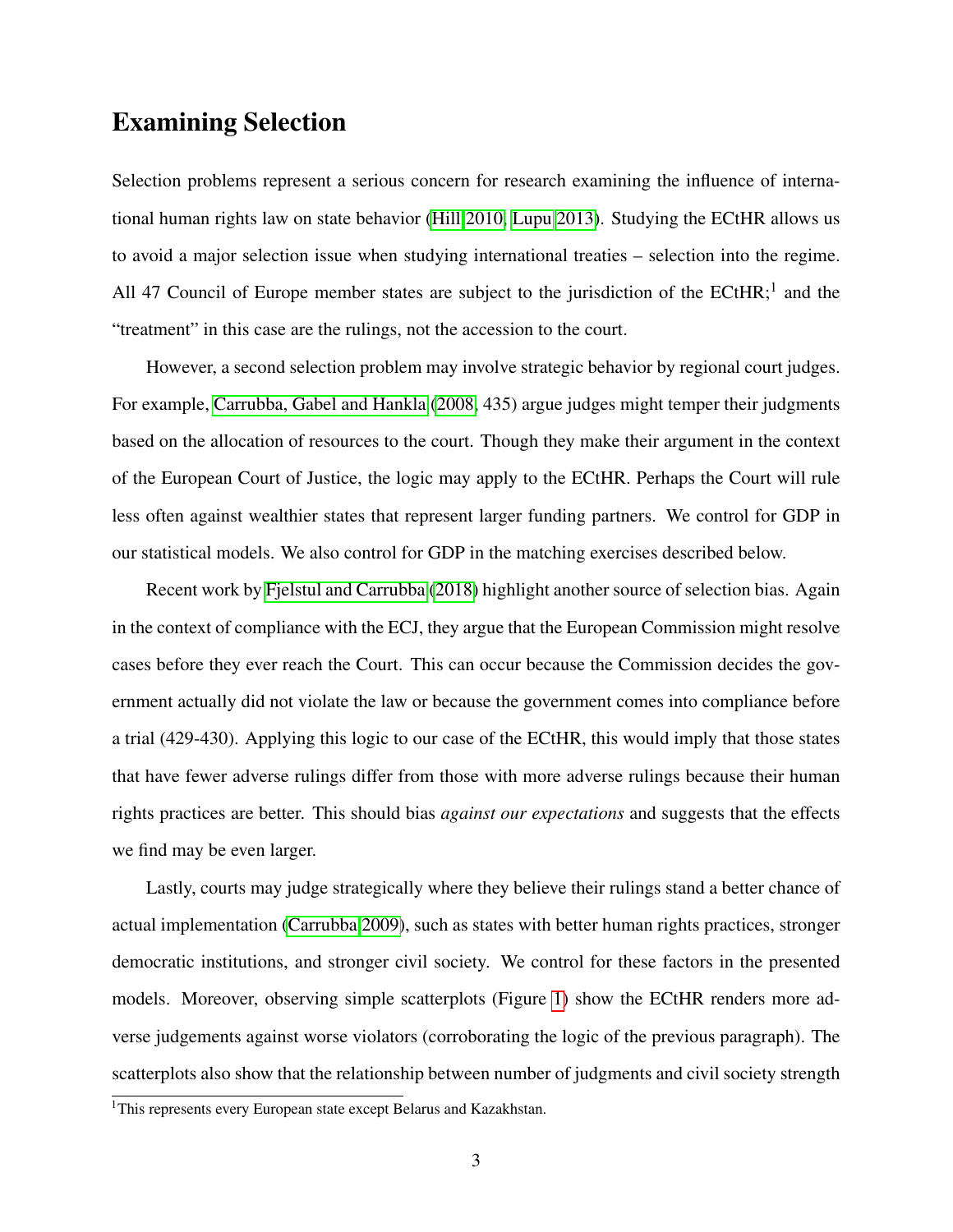# Examining Selection

Selection problems represent a serious concern for research examining the influence of international human rights law on state behavior (Hill 2010, Lupu 2013). Studying the ECtHR allows us to avoid a major selection issue when studying international treaties – selection into the regime. All 47 Council of Europe member states are subject to the jurisdiction of the ECtHR;[1] and the "treatment" in this case are the rulings, not the accession to the court.

However, a second selection problem may involve strategic behavior by regional court judges. For example, Carrubba, Gabel and Hankla (2008, 435) argue judges might temper their judgments based on the allocation of resources to the court. Though they make their argument in the context of the European Court of Justice, the logic may apply to the ECtHR. Perhaps the Court will rule less often against wealthier states that represent larger funding partners. We control for GDP in our statistical models. We also control for GDP in the matching exercises described below.

Recent work by Fjelstul and Carrubba (2018) highlight another source of selection bias. Again in the context of compliance with the ECJ, they argue that the European Commission might resolve cases before they ever reach the Court. This can occur because the Commission decides the government actually did not violate the law or because the government comes into compliance before a trial (429-430). Applying this logic to our case of the ECtHR, this would imply that those states that have fewer adverse rulings differ from those with more adverse rulings because their human rights practices are better. This should bias *against our expectations* and suggests that the effects we find may be even larger.

Lastly, courts may judge strategically where they believe their rulings stand a better chance of actual implementation (Carrubba 2009), such as states with better human rights practices, stronger democratic institutions, and stronger civil society. We control for these factors in the presented models. Moreover, observing simple scatterplots (Figure 1) show the ECtHR renders more adverse judgements against worse violators (corroborating the logic of the previous paragraph). The scatterplots also show that the relationship between number of judgments and civil society strength

[1] This represents every European state except Belarus and Kazakhstan.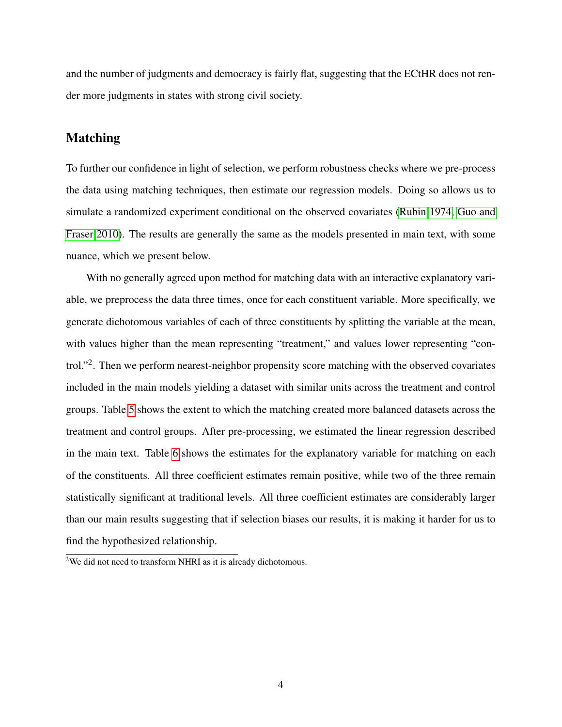and the number of judgments and democracy is fairly flat, suggesting that the ECtHR does not render more judgments in states with strong civil society.

## Matching

To further our confidence in light of selection, we perform robustness checks where we pre-process the data using matching techniques, then estimate our regression models. Doing so allows us to simulate a randomized experiment conditional on the observed covariates (Rubin 1974, Guo and Fraser 2010). The results are generally the same as the models presented in main text, with some nuance, which we present below.

With no generally agreed upon method for matching data with an interactive explanatory variable, we preprocess the data three times, once for each constituent variable. More specifically, we generate dichotomous variables of each of three constituents by splitting the variable at the mean, with values higher than the mean representing "treatment," and values lower representing "control."[2]. Then we perform nearest-neighbor propensity score matching with the observed covariates included in the main models yielding a dataset with similar units across the treatment and control groups. Table 5 shows the extent to which the matching created more balanced datasets across the treatment and control groups. After pre-processing, we estimated the linear regression described in the main text. Table 6 shows the estimates for the explanatory variable for matching on each of the constituents. All three coefficient estimates remain positive, while two of the three remain statistically significant at traditional levels. All three coefficient estimates are considerably larger than our main results suggesting that if selection biases our results, it is making it harder for us to find the hypothesized relationship.

[2] We did not need to transform NHRI as it is already dichotomous.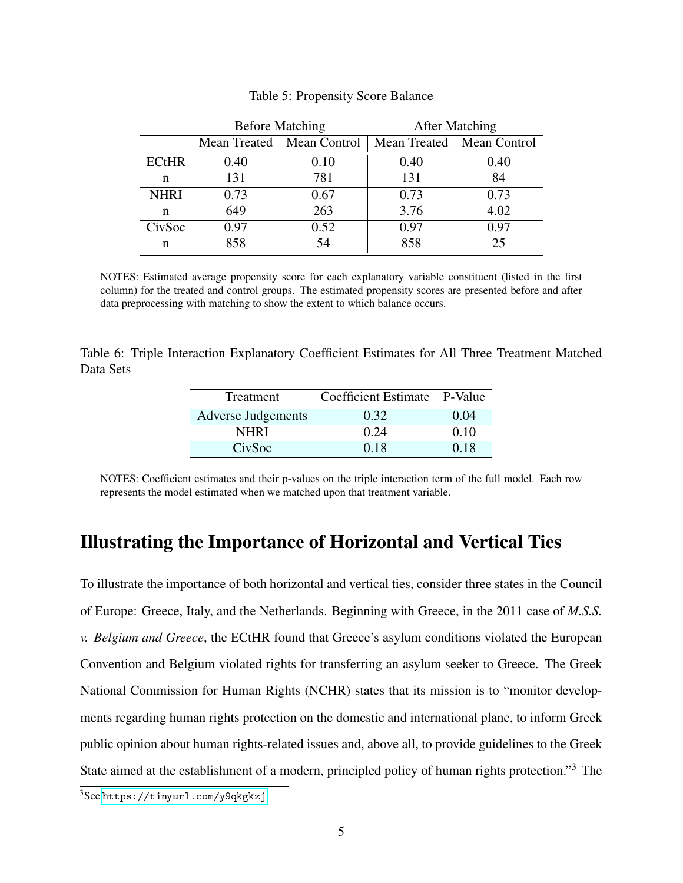Table 5: Propensity Score Balance

| | Before Matching | | After Matching | |
|---|---|---|---|---|
| | Mean Treated | Mean Control | Mean Treated | Mean Control |
| ECtHR | 0.40 | 0.10 | 0.40 | 0.40 |
| n | 131 | 781 | 131 | 84 |
| NHRI | 0.73 | 0.67 | 0.73 | 0.73 |
| n | 649 | 263 | 3.76 | 4.02 |
| CivSoc | 0.97 | 0.52 | 0.97 | 0.97 |
| n | 858 | 54 | 858 | 25 |

NOTES: Estimated average propensity score for each explanatory variable constituent (listed in the first column) for the treated and control groups. The estimated propensity scores are presented before and after data preprocessing with matching to show the extent to which balance occurs.

Table 6: Triple Interaction Explanatory Coefficient Estimates for All Three Treatment Matched Data Sets

| Treatment | Coefficient Estimate | P-Value |
|---|---|---|
| Adverse Judgements | 0.32 | 0.04 |
| NHRI | 0.24 | 0.10 |
| CivSoc | 0.18 | 0.18 |

NOTES: Coefficient estimates and their p-values on the triple interaction term of the full model. Each row represents the model estimated when we matched upon that treatment variable.

## Illustrating the Importance of Horizontal and Vertical Ties

To illustrate the importance of both horizontal and vertical ties, consider three states in the Council of Europe: Greece, Italy, and the Netherlands. Beginning with Greece, in the 2011 case of *M.S.S. v. Belgium and Greece*, the ECtHR found that Greece's asylum conditions violated the European Convention and Belgium violated rights for transferring an asylum seeker to Greece. The Greek National Commission for Human Rights (NCHR) states that its mission is to "monitor developments regarding human rights protection on the domestic and international plane, to inform Greek public opinion about human rights-related issues and, above all, to provide guidelines to the Greek State aimed at the establishment of a modern, principled policy of human rights protection."[3] The

[3] See https://tinyurl.com/y9qkgkzj.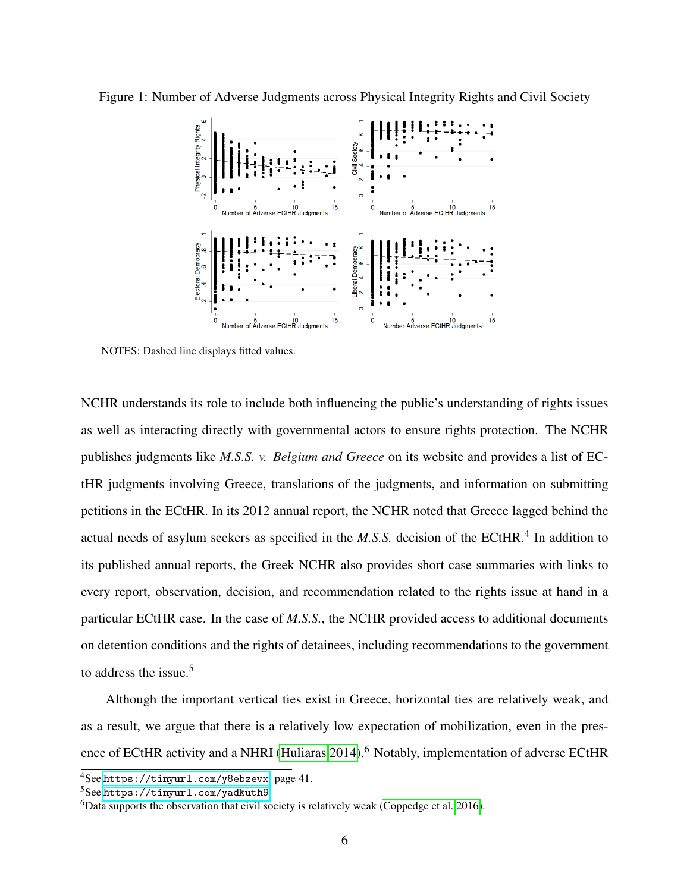Figure 1: Number of Adverse Judgments across Physical Integrity Rights and Civil Society

NOTES: Dashed line displays fitted values.

NCHR understands its role to include both influencing the public's understanding of rights issues as well as interacting directly with governmental actors to ensure rights protection. The NCHR publishes judgments like *M.S.S. v. Belgium and Greece* on its website and provides a list of ECtHR judgments involving Greece, translations of the judgments, and information on submitting petitions in the ECtHR. In its 2012 annual report, the NCHR noted that Greece lagged behind the actual needs of asylum seekers as specified in the *M.S.S.* decision of the ECtHR.[4] In addition to its published annual reports, the Greek NCHR also provides short case summaries with links to every report, observation, decision, and recommendation related to the rights issue at hand in a particular ECtHR case. In the case of *M.S.S.*, the NCHR provided access to additional documents on detention conditions and the rights of detainees, including recommendations to the government to address the issue.[5]

Although the important vertical ties exist in Greece, horizontal ties are relatively weak, and as a result, we argue that there is a relatively low expectation of mobilization, even in the presence of ECtHR activity and a NHRI (Huliaras 2014).[6] Notably, implementation of adverse ECtHR

[4] See https://tinyurl.com/y8ebzevx, page 41.

[5] See https://tinyurl.com/yadkuth9

[6] Data supports the observation that civil society is relatively weak (Coppedge et al. 2016).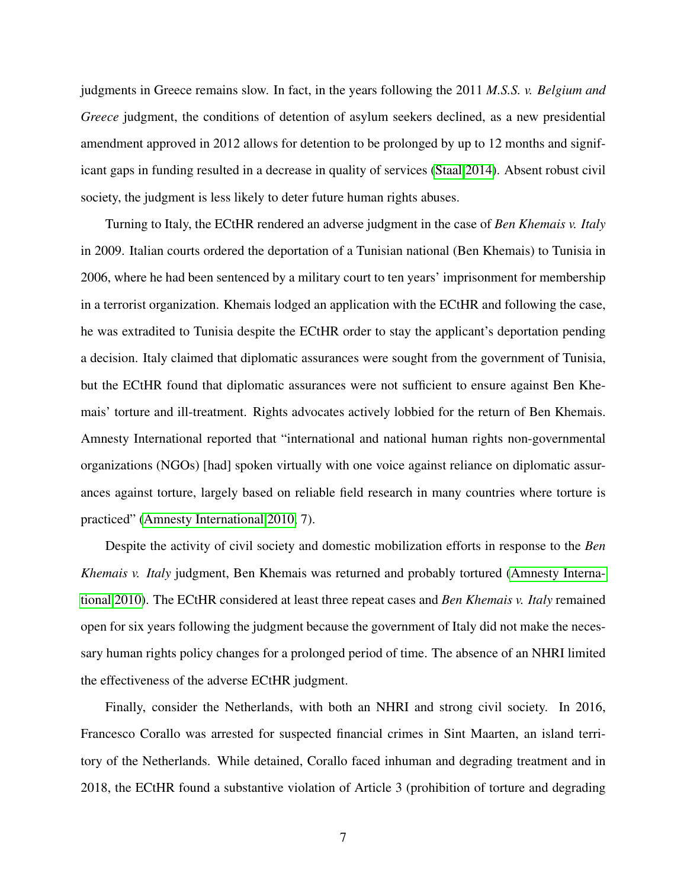judgments in Greece remains slow. In fact, in the years following the 2011 *M.S.S. v. Belgium and Greece* judgment, the conditions of detention of asylum seekers declined, as a new presidential amendment approved in 2012 allows for detention to be prolonged by up to 12 months and significant gaps in funding resulted in a decrease in quality of services (Staal 2014). Absent robust civil society, the judgment is less likely to deter future human rights abuses.

Turning to Italy, the ECtHR rendered an adverse judgment in the case of *Ben Khemais v. Italy* in 2009. Italian courts ordered the deportation of a Tunisian national (Ben Khemais) to Tunisia in 2006, where he had been sentenced by a military court to ten years' imprisonment for membership in a terrorist organization. Khemais lodged an application with the ECtHR and following the case, he was extradited to Tunisia despite the ECtHR order to stay the applicant's deportation pending a decision. Italy claimed that diplomatic assurances were sought from the government of Tunisia, but the ECtHR found that diplomatic assurances were not sufficient to ensure against Ben Khemais' torture and ill-treatment. Rights advocates actively lobbied for the return of Ben Khemais. Amnesty International reported that "international and national human rights non-governmental organizations (NGOs) [had] spoken virtually with one voice against reliance on diplomatic assurances against torture, largely based on reliable field research in many countries where torture is practiced" (Amnesty International 2010, 7).

Despite the activity of civil society and domestic mobilization efforts in response to the *Ben Khemais v. Italy* judgment, Ben Khemais was returned and probably tortured (Amnesty International 2010). The ECtHR considered at least three repeat cases and *Ben Khemais v. Italy* remained open for six years following the judgment because the government of Italy did not make the necessary human rights policy changes for a prolonged period of time. The absence of an NHRI limited the effectiveness of the adverse ECtHR judgment.

Finally, consider the Netherlands, with both an NHRI and strong civil society. In 2016, Francesco Corallo was arrested for suspected financial crimes in Sint Maarten, an island territory of the Netherlands. While detained, Corallo faced inhuman and degrading treatment and in 2018, the ECtHR found a substantive violation of Article 3 (prohibition of torture and degrading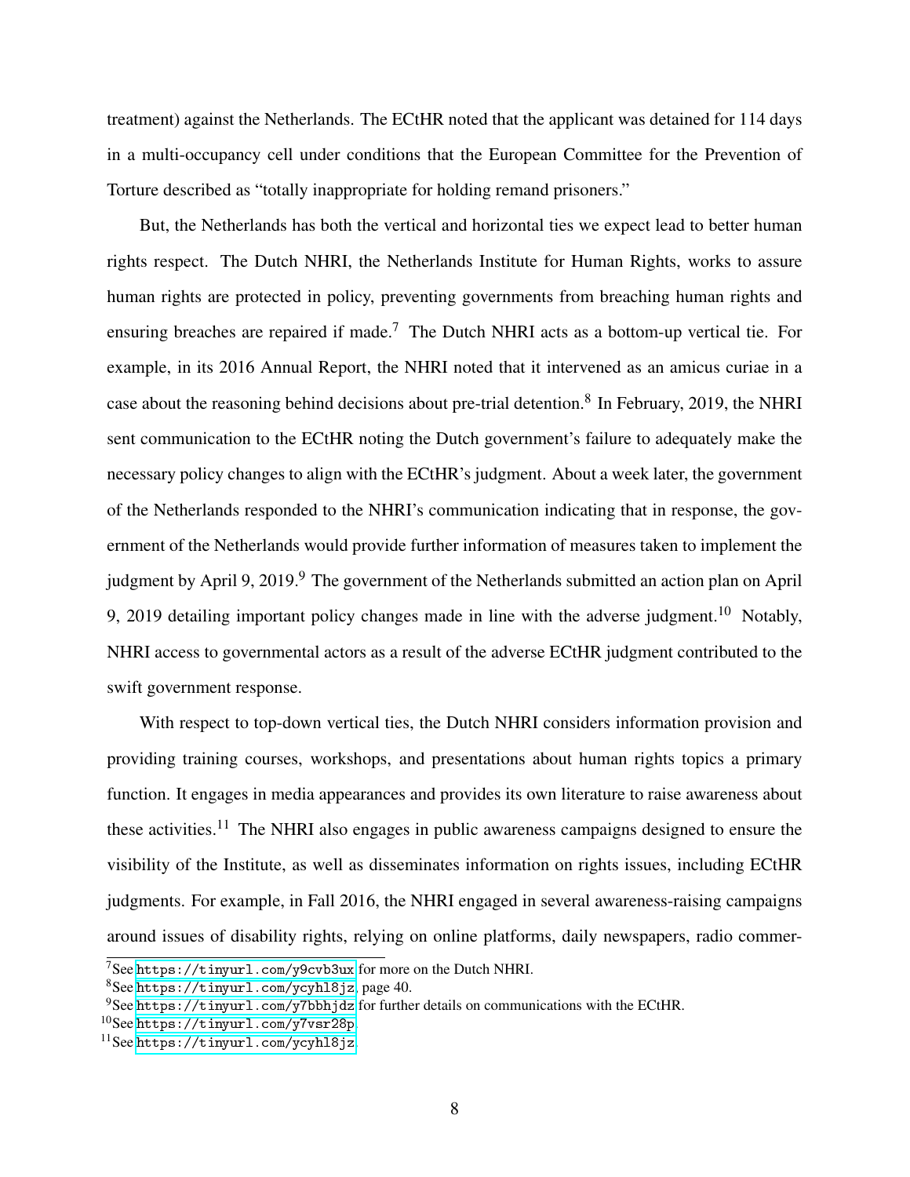treatment) against the Netherlands. The ECtHR noted that the applicant was detained for 114 days in a multi-occupancy cell under conditions that the European Committee for the Prevention of Torture described as "totally inappropriate for holding remand prisoners."

But, the Netherlands has both the vertical and horizontal ties we expect lead to better human rights respect. The Dutch NHRI, the Netherlands Institute for Human Rights, works to assure human rights are protected in policy, preventing governments from breaching human rights and ensuring breaches are repaired if made.[7] The Dutch NHRI acts as a bottom-up vertical tie. For example, in its 2016 Annual Report, the NHRI noted that it intervened as an amicus curiae in a case about the reasoning behind decisions about pre-trial detention.[8] In February, 2019, the NHRI sent communication to the ECtHR noting the Dutch government's failure to adequately make the necessary policy changes to align with the ECtHR's judgment. About a week later, the government of the Netherlands responded to the NHRI's communication indicating that in response, the government of the Netherlands would provide further information of measures taken to implement the judgment by April 9, 2019.[9] The government of the Netherlands submitted an action plan on April 9, 2019 detailing important policy changes made in line with the adverse judgment.[10] Notably, NHRI access to governmental actors as a result of the adverse ECtHR judgment contributed to the swift government response.

With respect to top-down vertical ties, the Dutch NHRI considers information provision and providing training courses, workshops, and presentations about human rights topics a primary function. It engages in media appearances and provides its own literature to raise awareness about these activities.[11] The NHRI also engages in public awareness campaigns designed to ensure the visibility of the Institute, as well as disseminates information on rights issues, including ECtHR judgments. For example, in Fall 2016, the NHRI engaged in several awareness-raising campaigns around issues of disability rights, relying on online platforms, daily newspapers, radio commer-

---

[7] See https://tinyurl.com/y9cvb3ux for more on the Dutch NHRI.

[8] See https://tinyurl.com/ycyhl8jz, page 40.

[9] See https://tinyurl.com/y7bbhjdz for further details on communications with the ECtHR.

[10] See https://tinyurl.com/y7vsr28p

[11] See https://tinyurl.com/ycyhl8jz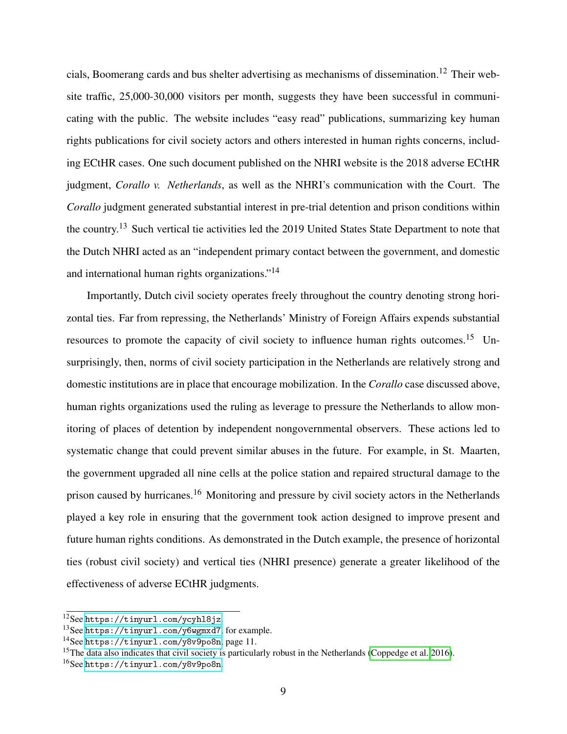cials, Boomerang cards and bus shelter advertising as mechanisms of dissemination.[12] Their website traffic, 25,000-30,000 visitors per month, suggests they have been successful in communicating with the public. The website includes "easy read" publications, summarizing key human rights publications for civil society actors and others interested in human rights concerns, including ECtHR cases. One such document published on the NHRI website is the 2018 adverse ECtHR judgment, *Corallo v. Netherlands*, as well as the NHRI's communication with the Court. The *Corallo* judgment generated substantial interest in pre-trial detention and prison conditions within the country.[13] Such vertical tie activities led the 2019 United States State Department to note that the Dutch NHRI acted as an "independent primary contact between the government, and domestic and international human rights organizations."[14]

Importantly, Dutch civil society operates freely throughout the country denoting strong horizontal ties. Far from repressing, the Netherlands' Ministry of Foreign Affairs expends substantial resources to promote the capacity of civil society to influence human rights outcomes.[15] Unsurprisingly, then, norms of civil society participation in the Netherlands are relatively strong and domestic institutions are in place that encourage mobilization. In the *Corallo* case discussed above, human rights organizations used the ruling as leverage to pressure the Netherlands to allow monitoring of places of detention by independent nongovernmental observers. These actions led to systematic change that could prevent similar abuses in the future. For example, in St. Maarten, the government upgraded all nine cells at the police station and repaired structural damage to the prison caused by hurricanes.[16] Monitoring and pressure by civil society actors in the Netherlands played a key role in ensuring that the government took action designed to improve present and future human rights conditions. As demonstrated in the Dutch example, the presence of horizontal ties (robust civil society) and vertical ties (NHRI presence) generate a greater likelihood of the effectiveness of adverse ECtHR judgments.

---

[12] See `https://tinyurl.com/ycyhl8jz`.

[13] See `https://tinyurl.com/y6wgmxd7`, for example.

[14] See `https://tinyurl.com/y8v9po8n`, page 11.

[15] The data also indicates that civil society is particularly robust in the Netherlands (Coppedge et al. 2016).

[16] See `https://tinyurl.com/y8v9po8n`.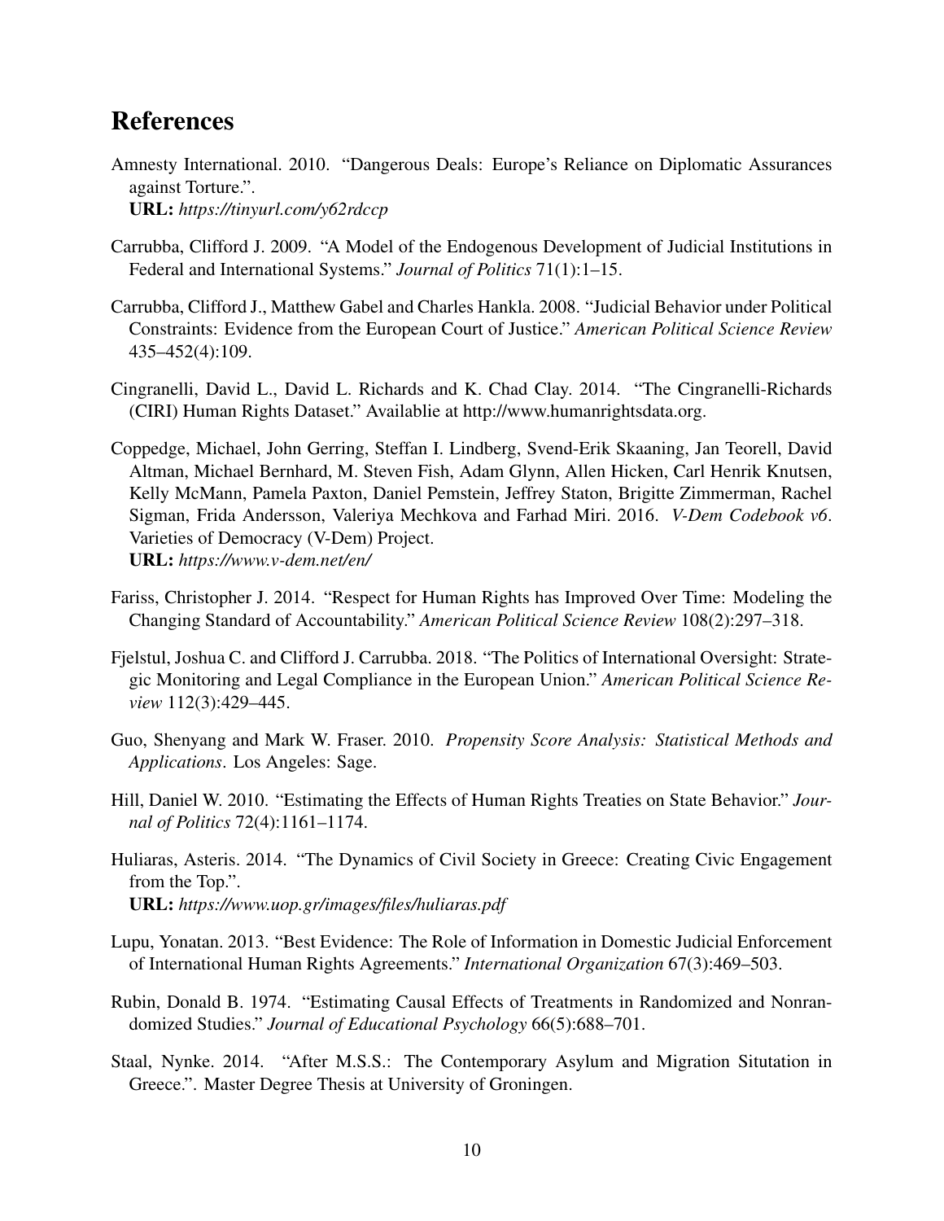# References

Amnesty International. 2010. "Dangerous Deals: Europe's Reliance on Diplomatic Assurances against Torture.".
**URL:** *https://tinyurl.com/y62rdccp*

Carrubba, Clifford J. 2009. "A Model of the Endogenous Development of Judicial Institutions in Federal and International Systems." *Journal of Politics* 71(1):1–15.

Carrubba, Clifford J., Matthew Gabel and Charles Hankla. 2008. "Judicial Behavior under Political Constraints: Evidence from the European Court of Justice." *American Political Science Review* 435–452(4):109.

Cingranelli, David L., David L. Richards and K. Chad Clay. 2014. "The Cingranelli-Richards (CIRI) Human Rights Dataset." Availablie at http://www.humanrightsdata.org.

Coppedge, Michael, John Gerring, Steffan I. Lindberg, Svend-Erik Skaaning, Jan Teorell, David Altman, Michael Bernhard, M. Steven Fish, Adam Glynn, Allen Hicken, Carl Henrik Knutsen, Kelly McMann, Pamela Paxton, Daniel Pemstein, Jeffrey Staton, Brigitte Zimmerman, Rachel Sigman, Frida Andersson, Valeriya Mechkova and Farhad Miri. 2016. *V-Dem Codebook v6*. Varieties of Democracy (V-Dem) Project.
**URL:** *https://www.v-dem.net/en/*

Fariss, Christopher J. 2014. "Respect for Human Rights has Improved Over Time: Modeling the Changing Standard of Accountability." *American Political Science Review* 108(2):297–318.

Fjelstul, Joshua C. and Clifford J. Carrubba. 2018. "The Politics of International Oversight: Strategic Monitoring and Legal Compliance in the European Union." *American Political Science Review* 112(3):429–445.

Guo, Shenyang and Mark W. Fraser. 2010. *Propensity Score Analysis: Statistical Methods and Applications*. Los Angeles: Sage.

Hill, Daniel W. 2010. "Estimating the Effects of Human Rights Treaties on State Behavior." *Journal of Politics* 72(4):1161–1174.

Huliaras, Asteris. 2014. "The Dynamics of Civil Society in Greece: Creating Civic Engagement from the Top.".
**URL:** *https://www.uop.gr/images/files/huliaras.pdf*

Lupu, Yonatan. 2013. "Best Evidence: The Role of Information in Domestic Judicial Enforcement of International Human Rights Agreements." *International Organization* 67(3):469–503.

Rubin, Donald B. 1974. "Estimating Causal Effects of Treatments in Randomized and Nonrandomized Studies." *Journal of Educational Psychology* 66(5):688–701.

Staal, Nynke. 2014. "After M.S.S.: The Contemporary Asylum and Migration Situtation in Greece.". Master Degree Thesis at University of Groningen.